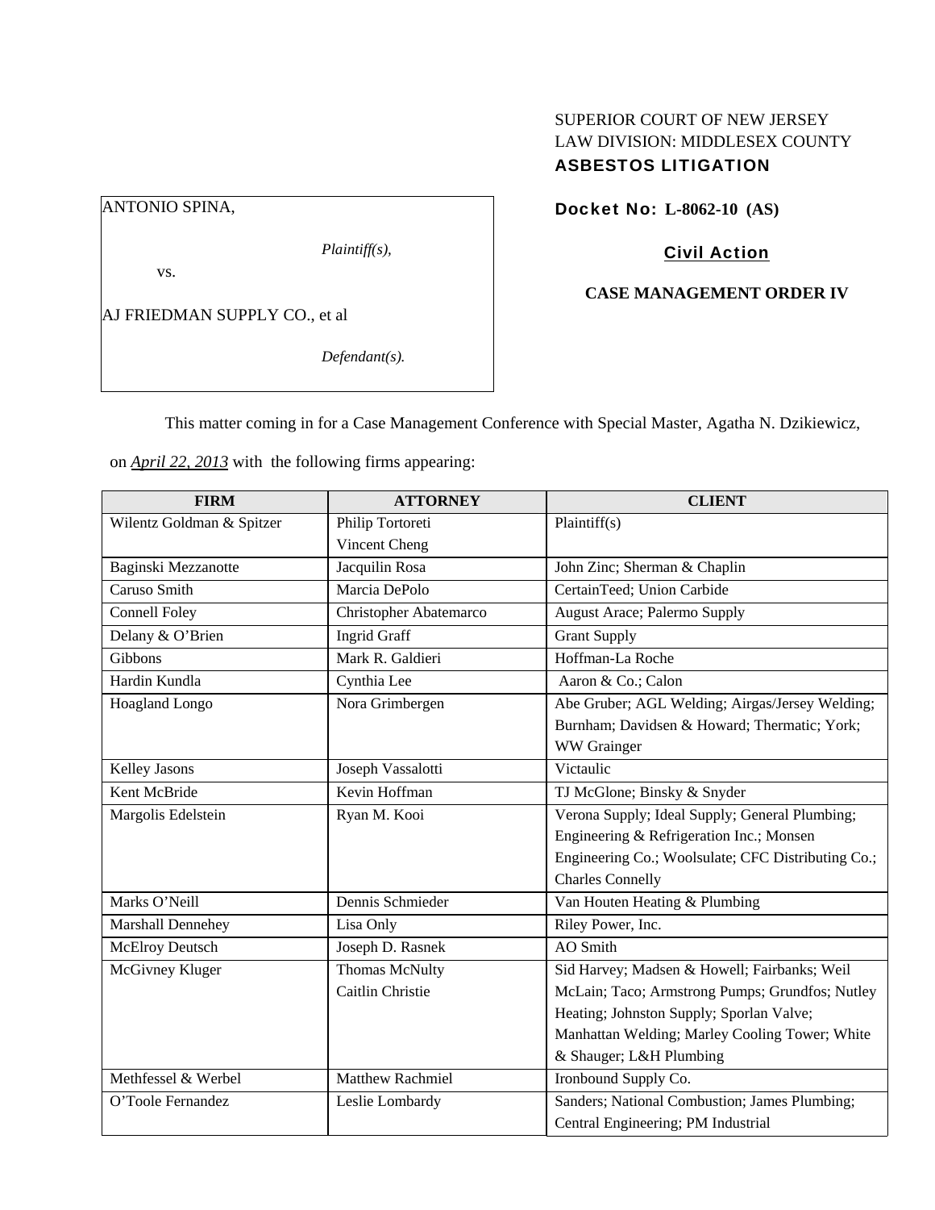SUPERIOR COURT OF NEW JERSEY
LAW DIVISION: MIDDLESEX COUNTY
**ASBESTOS LITIGATION**

| ANTONIO SPINA, |
|---|
| *Plaintiff(s),* |
| vs. |
| AJ FRIEDMAN SUPPLY CO., et al |
| *Defendant(s).* |

**Docket No: L-8062-10 (AS)**

**Civil Action**

**CASE MANAGEMENT ORDER IV**

This matter coming in for a Case Management Conference with Special Master, Agatha N. Dzikiewicz, on *April 22, 2013* with the following firms appearing:

| FIRM | ATTORNEY | CLIENT |
|---|---|---|
| Wilentz Goldman & Spitzer | Philip Tortoreti<br>Vincent Cheng | Plaintiff(s) |
| Baginski Mezzanotte | Jacquilin Rosa | John Zinc; Sherman & Chaplin |
| Caruso Smith | Marcia DePolo | CertainTeed; Union Carbide |
| Connell Foley | Christopher Abatemarco | August Arace; Palermo Supply |
| Delany & O'Brien | Ingrid Graff | Grant Supply |
| Gibbons | Mark R. Galdieri | Hoffman-La Roche |
| Hardin Kundla | Cynthia Lee | Aaron & Co.; Calon |
| Hoagland Longo | Nora Grimbergen | Abe Gruber; AGL Welding; Airgas/Jersey Welding; Burnham; Davidsen & Howard; Thermatic; York; WW Grainger |
| Kelley Jasons | Joseph Vassalotti | Victaulic |
| Kent McBride | Kevin Hoffman | TJ McGlone; Binsky & Snyder |
| Margolis Edelstein | Ryan M. Kooi | Verona Supply; Ideal Supply; General Plumbing; Engineering & Refrigeration Inc.; Monsen Engineering Co.; Woolsulate; CFC Distributing Co.; Charles Connelly |
| Marks O'Neill | Dennis Schmieder | Van Houten Heating & Plumbing |
| Marshall Dennehey | Lisa Only | Riley Power, Inc. |
| McElroy Deutsch | Joseph D. Rasnek | AO Smith |
| McGivney Kluger | Thomas McNulty<br>Caitlin Christie | Sid Harvey; Madsen & Howell; Fairbanks; Weil McLain; Taco; Armstrong Pumps; Grundfos; Nutley Heating; Johnston Supply; Sporlan Valve; Manhattan Welding; Marley Cooling Tower; White & Shauger; L&H Plumbing |
| Methfessel & Werbel | Matthew Rachmiel | Ironbound Supply Co. |
| O'Toole Fernandez | Leslie Lombardy | Sanders; National Combustion; James Plumbing; Central Engineering; PM Industrial |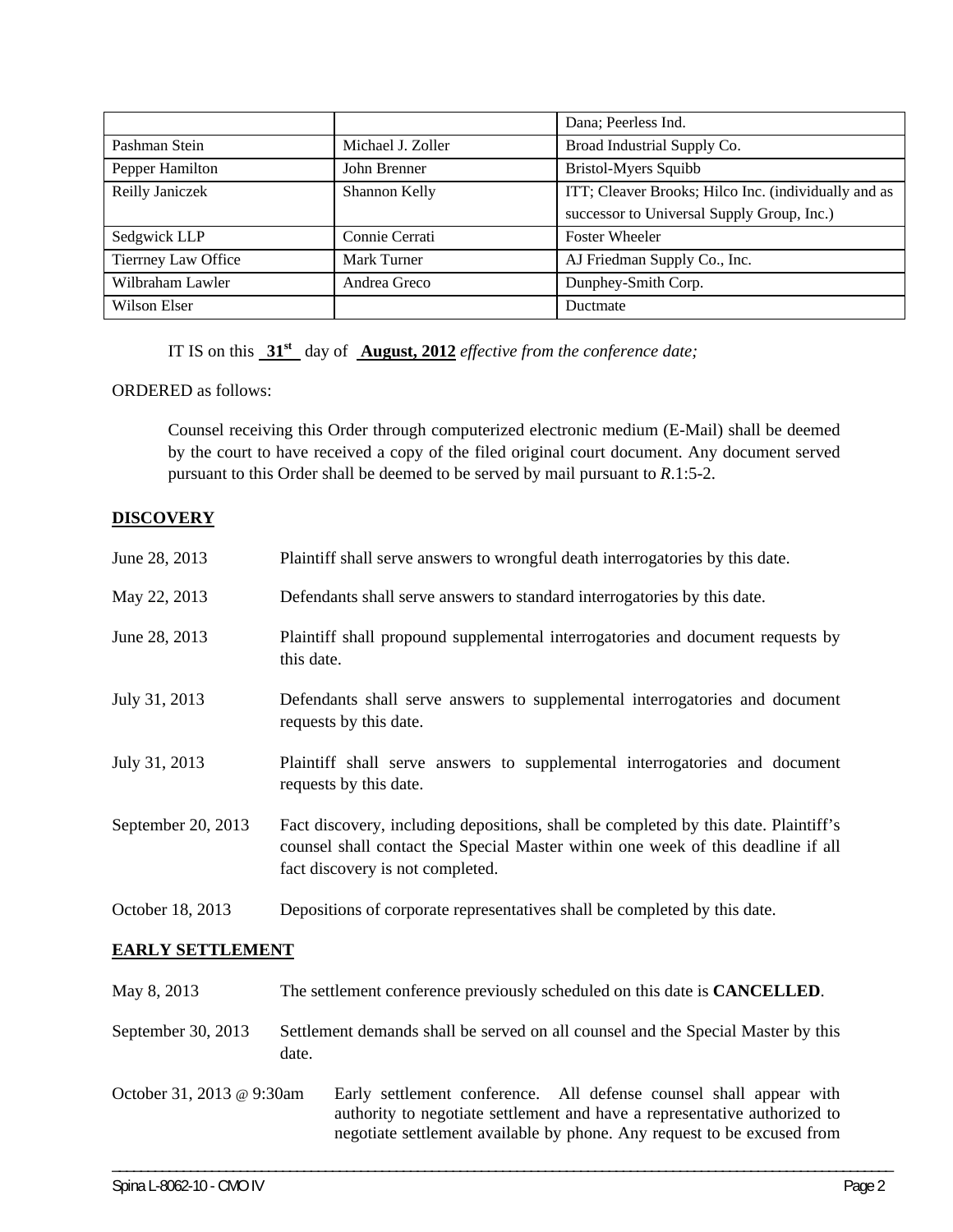| | | |
|---|---|---|
| | | Dana; Peerless Ind. |
| Pashman Stein | Michael J. Zoller | Broad Industrial Supply Co. |
| Pepper Hamilton | John Brenner | Bristol-Myers Squibb |
| Reilly Janiczek | Shannon Kelly | ITT; Cleaver Brooks; Hilco Inc. (individually and as successor to Universal Supply Group, Inc.) |
| Sedgwick LLP | Connie Cerrati | Foster Wheeler |
| Tierrney Law Office | Mark Turner | AJ Friedman Supply Co., Inc. |
| Wilbraham Lawler | Andrea Greco | Dunphey-Smith Corp. |
| Wilson Elser | | Ductmate |

IT IS on this **31st** day of **August, 2012** *effective from the conference date;*

ORDERED as follows:

Counsel receiving this Order through computerized electronic medium (E-Mail) shall be deemed by the court to have received a copy of the filed original court document. Any document served pursuant to this Order shall be deemed to be served by mail pursuant to *R*.1:5-2.

## DISCOVERY

June 28, 2013 — Plaintiff shall serve answers to wrongful death interrogatories by this date.

May 22, 2013 — Defendants shall serve answers to standard interrogatories by this date.

June 28, 2013 — Plaintiff shall propound supplemental interrogatories and document requests by this date.

July 31, 2013 — Defendants shall serve answers to supplemental interrogatories and document requests by this date.

July 31, 2013 — Plaintiff shall serve answers to supplemental interrogatories and document requests by this date.

September 20, 2013 — Fact discovery, including depositions, shall be completed by this date. Plaintiff's counsel shall contact the Special Master within one week of this deadline if all fact discovery is not completed.

October 18, 2013 — Depositions of corporate representatives shall be completed by this date.

## EARLY SETTLEMENT

May 8, 2013 — The settlement conference previously scheduled on this date is **CANCELLED**.

September 30, 2013 — Settlement demands shall be served on all counsel and the Special Master by this date.

October 31, 2013 @ 9:30am — Early settlement conference. All defense counsel shall appear with authority to negotiate settlement and have a representative authorized to negotiate settlement available by phone. Any request to be excused from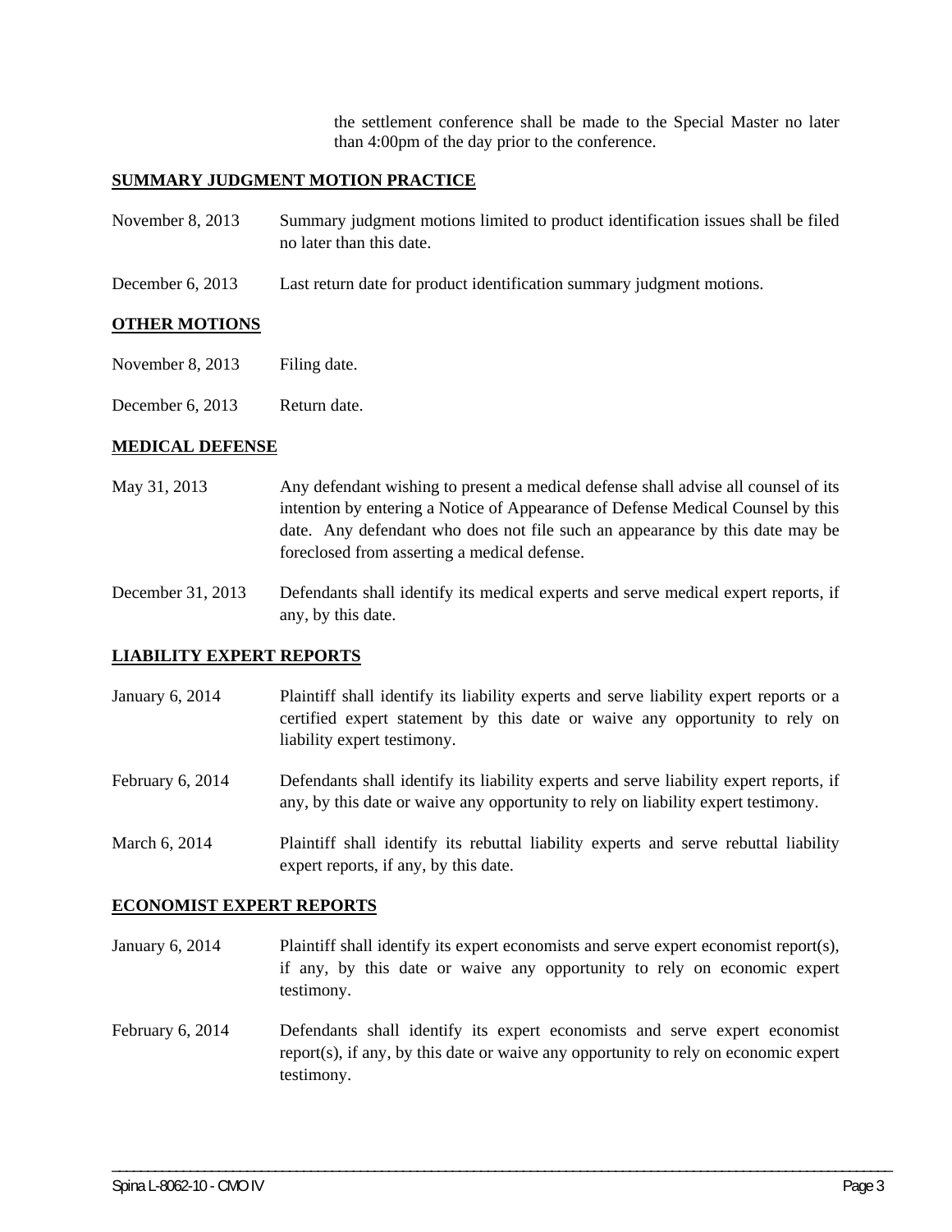the settlement conference shall be made to the Special Master no later than 4:00pm of the day prior to the conference.

**SUMMARY JUDGMENT MOTION PRACTICE**

November 8, 2013 Summary judgment motions limited to product identification issues shall be filed no later than this date.

December 6, 2013 Last return date for product identification summary judgment motions.

**OTHER MOTIONS**

November 8, 2013 Filing date.

December 6, 2013 Return date.

**MEDICAL DEFENSE**

May 31, 2013 Any defendant wishing to present a medical defense shall advise all counsel of its intention by entering a Notice of Appearance of Defense Medical Counsel by this date. Any defendant who does not file such an appearance by this date may be foreclosed from asserting a medical defense.

December 31, 2013 Defendants shall identify its medical experts and serve medical expert reports, if any, by this date.

**LIABILITY EXPERT REPORTS**

January 6, 2014 Plaintiff shall identify its liability experts and serve liability expert reports or a certified expert statement by this date or waive any opportunity to rely on liability expert testimony.

February 6, 2014 Defendants shall identify its liability experts and serve liability expert reports, if any, by this date or waive any opportunity to rely on liability expert testimony.

March 6, 2014 Plaintiff shall identify its rebuttal liability experts and serve rebuttal liability expert reports, if any, by this date.

**ECONOMIST EXPERT REPORTS**

January 6, 2014 Plaintiff shall identify its expert economists and serve expert economist report(s), if any, by this date or waive any opportunity to rely on economic expert testimony.

February 6, 2014 Defendants shall identify its expert economists and serve expert economist report(s), if any, by this date or waive any opportunity to rely on economic expert testimony.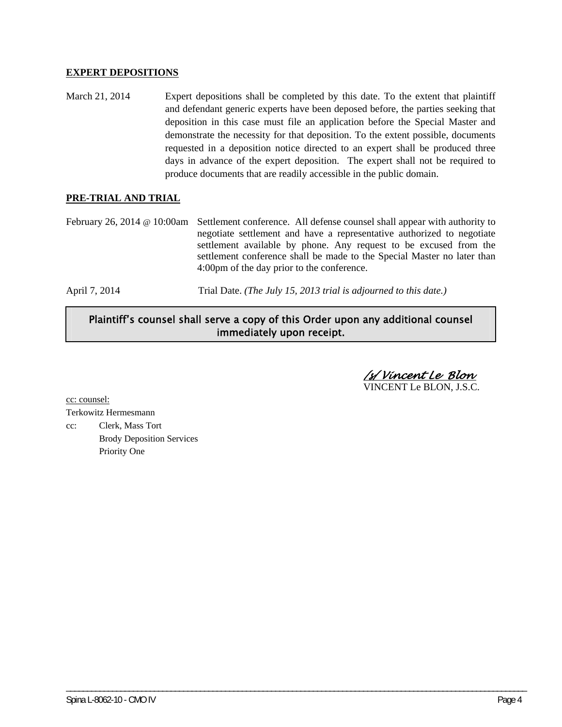**EXPERT DEPOSITIONS**

March 21, 2014 — Expert depositions shall be completed by this date. To the extent that plaintiff and defendant generic experts have been deposed before, the parties seeking that deposition in this case must file an application before the Special Master and demonstrate the necessity for that deposition. To the extent possible, documents requested in a deposition notice directed to an expert shall be produced three days in advance of the expert deposition. The expert shall not be required to produce documents that are readily accessible in the public domain.

**PRE-TRIAL AND TRIAL**

February 26, 2014 @ 10:00am — Settlement conference. All defense counsel shall appear with authority to negotiate settlement and have a representative authorized to negotiate settlement available by phone. Any request to be excused from the settlement conference shall be made to the Special Master no later than 4:00pm of the day prior to the conference.

April 7, 2014 — Trial Date. *(The July 15, 2013 trial is adjourned to this date.)*

**Plaintiff's counsel shall serve a copy of this Order upon any additional counsel immediately upon receipt.**

*/s/ Vincent Le Blon*
VINCENT Le BLON, J.S.C.

cc: counsel:
Terkowitz Hermesmann

cc: Clerk, Mass Tort
Brody Deposition Services
Priority One